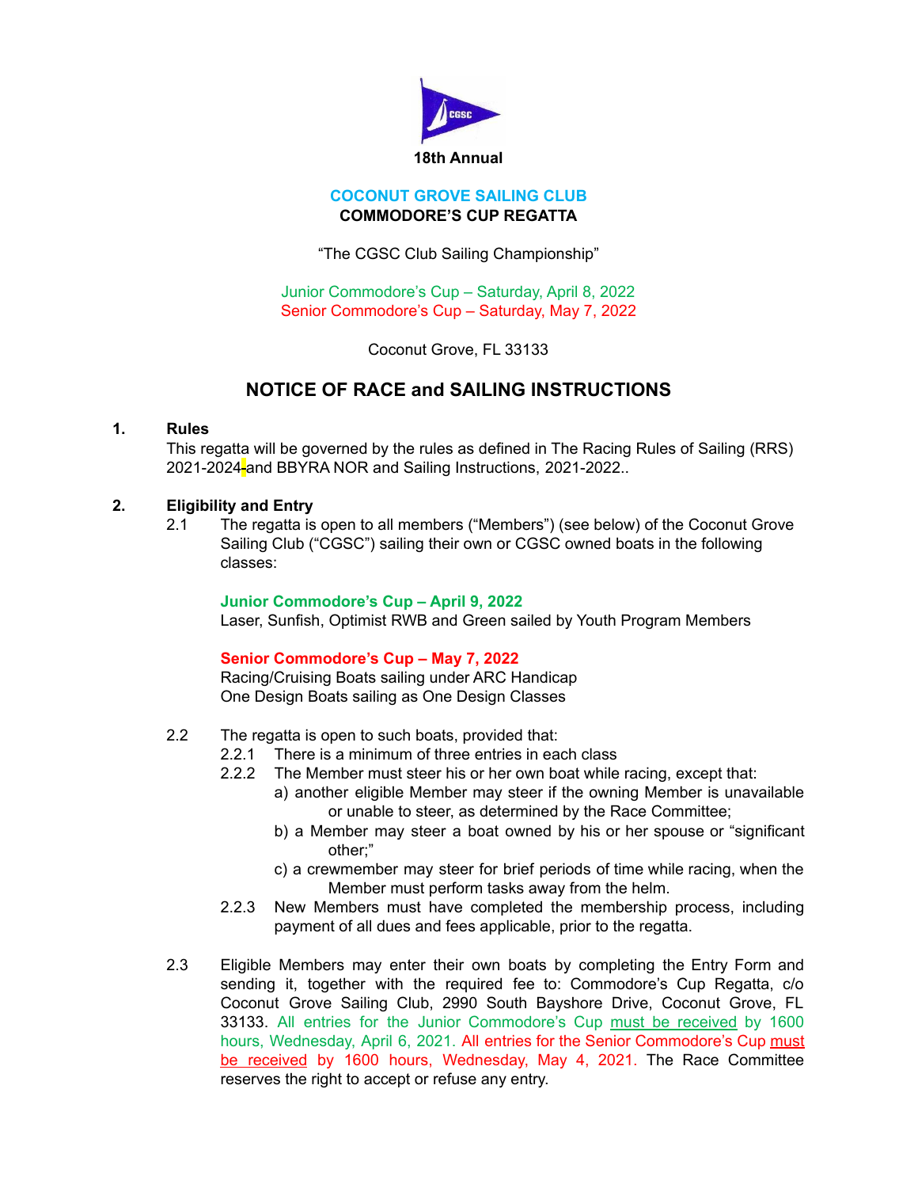18th Annual

**COCONUT GROVE SAILING CLUB**
**COMMODORE'S CUP REGATTA**

"The CGSC Club Sailing Championship"

Junior Commodore's Cup – Saturday, April 8, 2022
Senior Commodore's Cup – Saturday, May 7, 2022

Coconut Grove, FL 33133

# NOTICE OF RACE and SAILING INSTRUCTIONS

## 1. Rules

This regatta will be governed by the rules as defined in The Racing Rules of Sailing (RRS) 2021-2024-and BBYRA NOR and Sailing Instructions, 2021-2022..

## 2. Eligibility and Entry

2.1 The regatta is open to all members ("Members") (see below) of the Coconut Grove Sailing Club ("CGSC") sailing their own or CGSC owned boats in the following classes:

**Junior Commodore's Cup – April 9, 2022**
Laser, Sunfish, Optimist RWB and Green sailed by Youth Program Members

**Senior Commodore's Cup – May 7, 2022**
Racing/Cruising Boats sailing under ARC Handicap
One Design Boats sailing as One Design Classes

2.2 The regatta is open to such boats, provided that:

2.2.1 There is a minimum of three entries in each class

2.2.2 The Member must steer his or her own boat while racing, except that:

a) another eligible Member may steer if the owning Member is unavailable or unable to steer, as determined by the Race Committee;

b) a Member may steer a boat owned by his or her spouse or "significant other;"

c) a crewmember may steer for brief periods of time while racing, when the Member must perform tasks away from the helm.

2.2.3 New Members must have completed the membership process, including payment of all dues and fees applicable, prior to the regatta.

2.3 Eligible Members may enter their own boats by completing the Entry Form and sending it, together with the required fee to: Commodore's Cup Regatta, c/o Coconut Grove Sailing Club, 2990 South Bayshore Drive, Coconut Grove, FL 33133. All entries for the Junior Commodore's Cup <u>must be received</u> by 1600 hours, Wednesday, April 6, 2021. All entries for the Senior Commodore's Cup <u>must be received</u> by 1600 hours, Wednesday, May 4, 2021. The Race Committee reserves the right to accept or refuse any entry.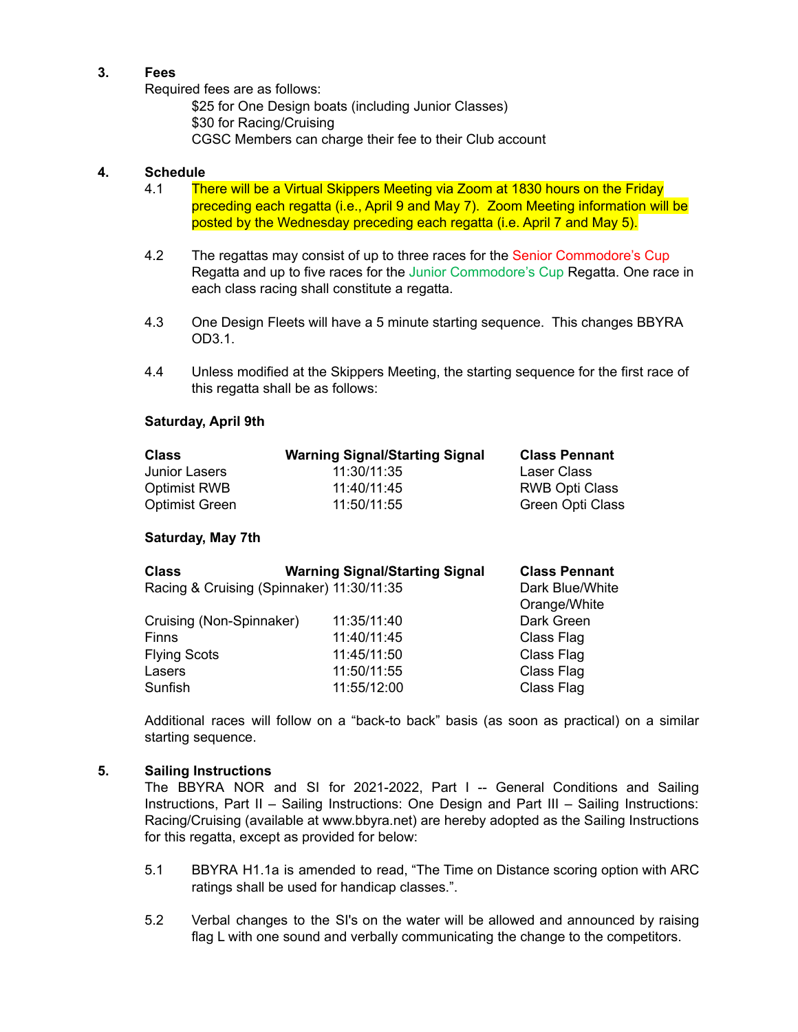## 3. Fees

Required fees are as follows:

$25 for One Design boats (including Junior Classes)
$30 for Racing/Cruising
CGSC Members can charge their fee to their Club account

## 4. Schedule

4.1 There will be a Virtual Skippers Meeting via Zoom at 1830 hours on the Friday preceding each regatta (i.e., April 9 and May 7). Zoom Meeting information will be posted by the Wednesday preceding each regatta (i.e. April 7 and May 5).

4.2 The regattas may consist of up to three races for the Senior Commodore's Cup Regatta and up to five races for the Junior Commodore's Cup Regatta. One race in each class racing shall constitute a regatta.

4.3 One Design Fleets will have a 5 minute starting sequence. This changes BBYRA OD3.1.

4.4 Unless modified at the Skippers Meeting, the starting sequence for the first race of this regatta shall be as follows:

**Saturday, April 9th**

| Class | Warning Signal/Starting Signal | Class Pennant |
|---|---|---|
| Junior Lasers | 11:30/11:35 | Laser Class |
| Optimist RWB | 11:40/11:45 | RWB Opti Class |
| Optimist Green | 11:50/11:55 | Green Opti Class |

**Saturday, May 7th**

| Class | Warning Signal/Starting Signal | Class Pennant |
|---|---|---|
| Racing & Cruising (Spinnaker) | 11:30/11:35 | Dark Blue/White Orange/White |
| Cruising (Non-Spinnaker) | 11:35/11:40 | Dark Green |
| Finns | 11:40/11:45 | Class Flag |
| Flying Scots | 11:45/11:50 | Class Flag |
| Lasers | 11:50/11:55 | Class Flag |
| Sunfish | 11:55/12:00 | Class Flag |

Additional races will follow on a "back-to back" basis (as soon as practical) on a similar starting sequence.

## 5. Sailing Instructions

The BBYRA NOR and SI for 2021-2022, Part I -- General Conditions and Sailing Instructions, Part II – Sailing Instructions: One Design and Part III – Sailing Instructions: Racing/Cruising (available at www.bbyra.net) are hereby adopted as the Sailing Instructions for this regatta, except as provided for below:

5.1 BBYRA H1.1a is amended to read, "The Time on Distance scoring option with ARC ratings shall be used for handicap classes.".

5.2 Verbal changes to the SI's on the water will be allowed and announced by raising flag L with one sound and verbally communicating the change to the competitors.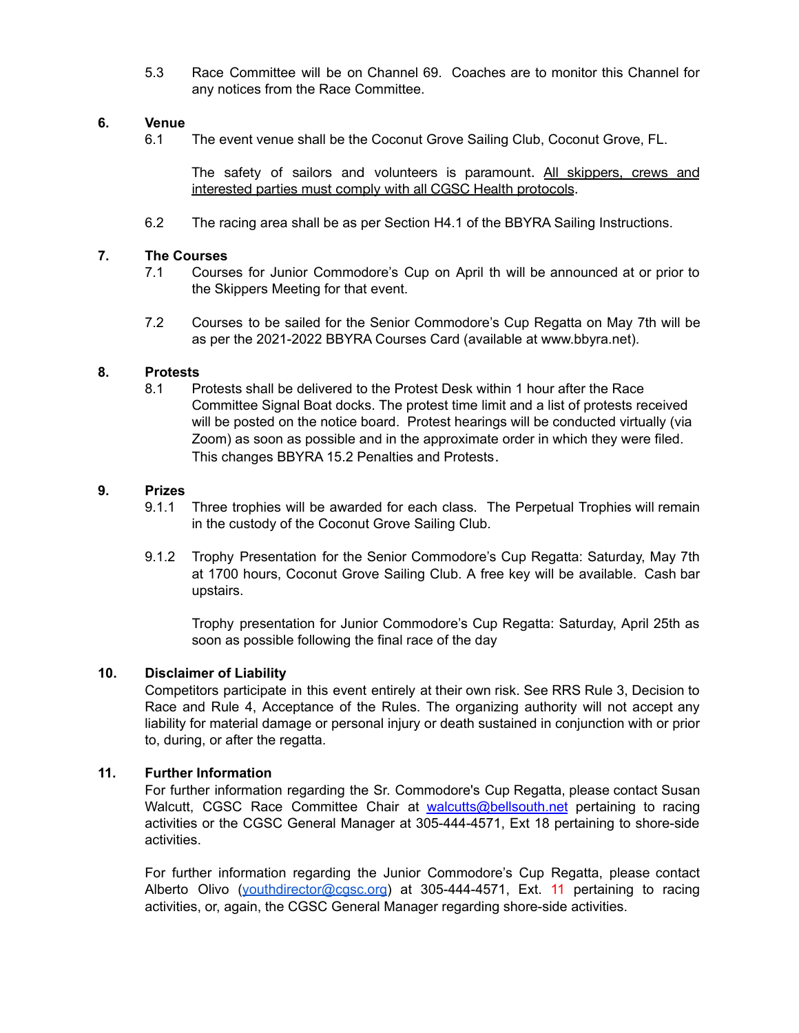5.3 Race Committee will be on Channel 69. Coaches are to monitor this Channel for any notices from the Race Committee.

## 6. Venue

6.1 The event venue shall be the Coconut Grove Sailing Club, Coconut Grove, FL.

The safety of sailors and volunteers is paramount. All skippers, crews and interested parties must comply with all CGSC Health protocols.

6.2 The racing area shall be as per Section H4.1 of the BBYRA Sailing Instructions.

## 7. The Courses

7.1 Courses for Junior Commodore's Cup on April th will be announced at or prior to the Skippers Meeting for that event.

7.2 Courses to be sailed for the Senior Commodore's Cup Regatta on May 7th will be as per the 2021-2022 BBYRA Courses Card (available at www.bbyra.net).

## 8. Protests

8.1 Protests shall be delivered to the Protest Desk within 1 hour after the Race Committee Signal Boat docks. The protest time limit and a list of protests received will be posted on the notice board. Protest hearings will be conducted virtually (via Zoom) as soon as possible and in the approximate order in which they were filed. This changes BBYRA 15.2 Penalties and Protests.

## 9. Prizes

9.1.1 Three trophies will be awarded for each class. The Perpetual Trophies will remain in the custody of the Coconut Grove Sailing Club.

9.1.2 Trophy Presentation for the Senior Commodore's Cup Regatta: Saturday, May 7th at 1700 hours, Coconut Grove Sailing Club. A free key will be available. Cash bar upstairs.

Trophy presentation for Junior Commodore's Cup Regatta: Saturday, April 25th as soon as possible following the final race of the day

## 10. Disclaimer of Liability

Competitors participate in this event entirely at their own risk. See RRS Rule 3, Decision to Race and Rule 4, Acceptance of the Rules. The organizing authority will not accept any liability for material damage or personal injury or death sustained in conjunction with or prior to, during, or after the regatta.

## 11. Further Information

For further information regarding the Sr. Commodore's Cup Regatta, please contact Susan Walcutt, CGSC Race Committee Chair at walcutts@bellsouth.net pertaining to racing activities or the CGSC General Manager at 305-444-4571, Ext 18 pertaining to shore-side activities.

For further information regarding the Junior Commodore's Cup Regatta, please contact Alberto Olivo (youthdirector@cgsc.org) at 305-444-4571, Ext. 11 pertaining to racing activities, or, again, the CGSC General Manager regarding shore-side activities.